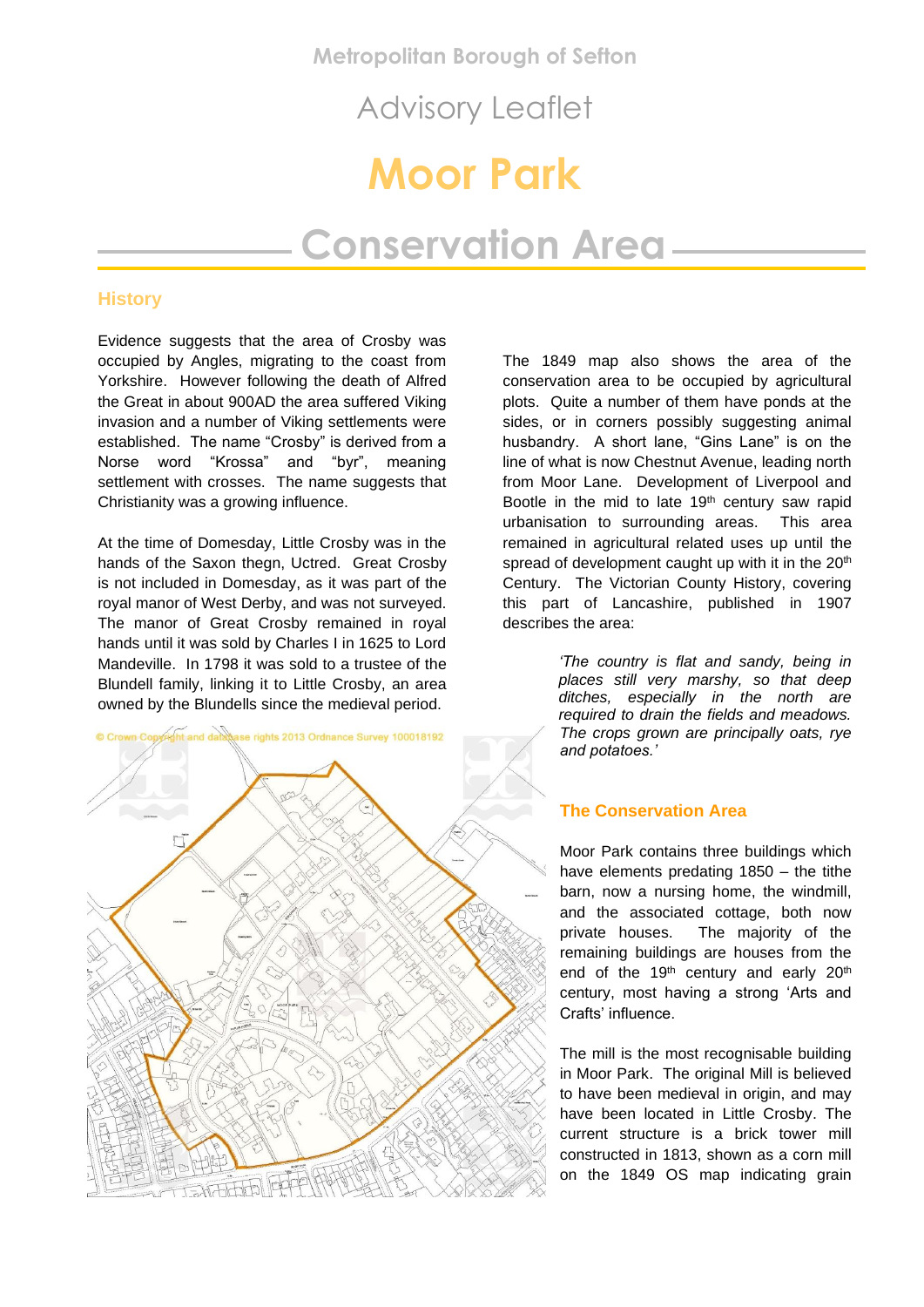Metropolitan Borough of Sefton

Advisory Leaflet

# Moor Park

# Conservation Area

## History

Evidence suggests that the area of Crosby was occupied by Angles, migrating to the coast from Yorkshire. However following the death of Alfred the Great in about 900AD the area suffered Viking invasion and a number of Viking settlements were established. The name "Crosby" is derived from a Norse word "Krossa" and "byr", meaning settlement with crosses. The name suggests that Christianity was a growing influence.

At the time of Domesday, Little Crosby was in the hands of the Saxon thegn, Uctred. Great Crosby is not included in Domesday, as it was part of the royal manor of West Derby, and was not surveyed. The manor of Great Crosby remained in royal hands until it was sold by Charles I in 1625 to Lord Mandeville. In 1798 it was sold to a trustee of the Blundell family, linking it to Little Crosby, an area owned by the Blundells since the medieval period.

© Crown Copyright and database rights 2013 Ordnance Survey 100018192

The 1849 map also shows the area of the conservation area to be occupied by agricultural plots. Quite a number of them have ponds at the sides, or in corners possibly suggesting animal husbandry. A short lane, "Gins Lane" is on the line of what is now Chestnut Avenue, leading north from Moor Lane. Development of Liverpool and Bootle in the mid to late 19th century saw rapid urbanisation to surrounding areas. This area remained in agricultural related uses up until the spread of development caught up with it in the 20th Century. The Victorian County History, covering this part of Lancashire, published in 1907 describes the area:

> *'The country is flat and sandy, being in places still very marshy, so that deep ditches, especially in the north are required to drain the fields and meadows. The crops grown are principally oats, rye and potatoes.'*

## The Conservation Area

Moor Park contains three buildings which have elements predating 1850 – the tithe barn, now a nursing home, the windmill, and the associated cottage, both now private houses. The majority of the remaining buildings are houses from the end of the 19th century and early 20th century, most having a strong 'Arts and Crafts' influence.

The mill is the most recognisable building in Moor Park. The original Mill is believed to have been medieval in origin, and may have been located in Little Crosby. The current structure is a brick tower mill constructed in 1813, shown as a corn mill on the 1849 OS map indicating grain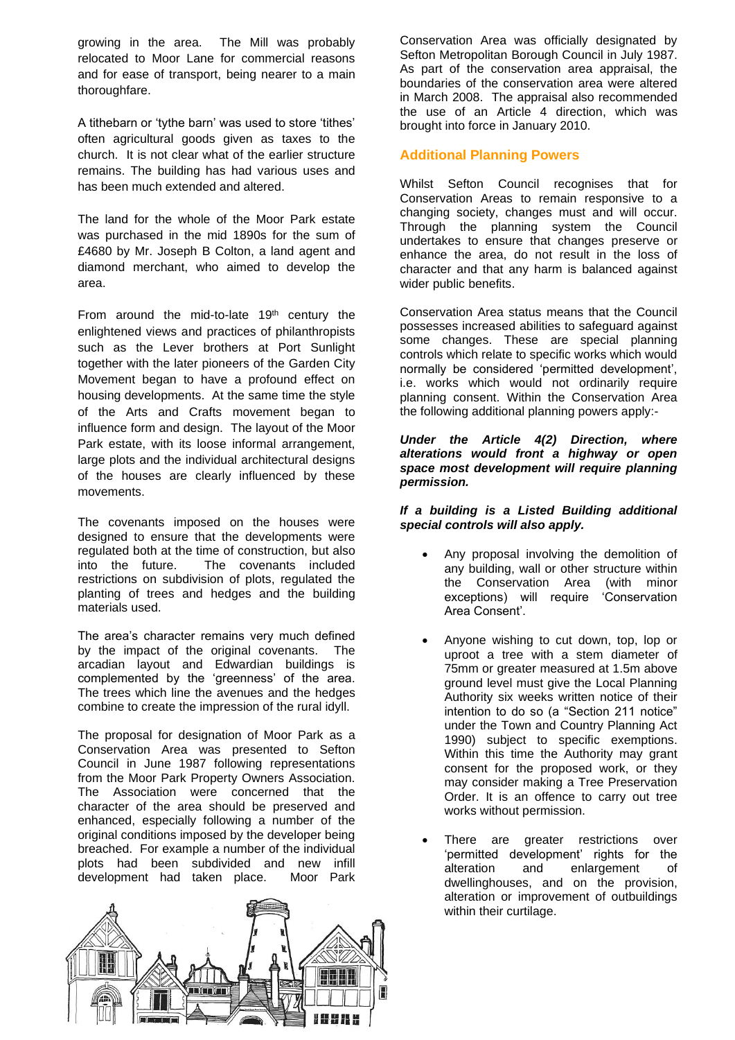growing in the area. The Mill was probably relocated to Moor Lane for commercial reasons and for ease of transport, being nearer to a main thoroughfare.

A tithebarn or 'tythe barn' was used to store 'tithes' often agricultural goods given as taxes to the church. It is not clear what of the earlier structure remains. The building has had various uses and has been much extended and altered.

The land for the whole of the Moor Park estate was purchased in the mid 1890s for the sum of £4680 by Mr. Joseph B Colton, a land agent and diamond merchant, who aimed to develop the area.

From around the mid-to-late 19th century the enlightened views and practices of philanthropists such as the Lever brothers at Port Sunlight together with the later pioneers of the Garden City Movement began to have a profound effect on housing developments. At the same time the style of the Arts and Crafts movement began to influence form and design. The layout of the Moor Park estate, with its loose informal arrangement, large plots and the individual architectural designs of the houses are clearly influenced by these movements.

The covenants imposed on the houses were designed to ensure that the developments were regulated both at the time of construction, but also into the future. The covenants included restrictions on subdivision of plots, regulated the planting of trees and hedges and the building materials used.

The area's character remains very much defined by the impact of the original covenants. The arcadian layout and Edwardian buildings is complemented by the 'greenness' of the area. The trees which line the avenues and the hedges combine to create the impression of the rural idyll.

The proposal for designation of Moor Park as a Conservation Area was presented to Sefton Council in June 1987 following representations from the Moor Park Property Owners Association. The Association were concerned that the character of the area should be preserved and enhanced, especially following a number of the original conditions imposed by the developer being breached. For example a number of the individual plots had been subdivided and new infill development had taken place. Moor Park Conservation Area was officially designated by Sefton Metropolitan Borough Council in July 1987. As part of the conservation area appraisal, the boundaries of the conservation area were altered in March 2008. The appraisal also recommended the use of an Article 4 direction, which was brought into force in January 2010.

## Additional Planning Powers

Whilst Sefton Council recognises that for Conservation Areas to remain responsive to a changing society, changes must and will occur. Through the planning system the Council undertakes to ensure that changes preserve or enhance the area, do not result in the loss of character and that any harm is balanced against wider public benefits.

Conservation Area status means that the Council possesses increased abilities to safeguard against some changes. These are special planning controls which relate to specific works which would normally be considered 'permitted development', i.e. works which would not ordinarily require planning consent. Within the Conservation Area the following additional planning powers apply:-

***Under the Article 4(2) Direction, where alterations would front a highway or open space most development will require planning permission.***

***If a building is a Listed Building additional special controls will also apply.***

- Any proposal involving the demolition of any building, wall or other structure within the Conservation Area (with minor exceptions) will require 'Conservation Area Consent'.
- Anyone wishing to cut down, top, lop or uproot a tree with a stem diameter of 75mm or greater measured at 1.5m above ground level must give the Local Planning Authority six weeks written notice of their intention to do so (a "Section 211 notice" under the Town and Country Planning Act 1990) subject to specific exemptions. Within this time the Authority may grant consent for the proposed work, or they may consider making a Tree Preservation Order. It is an offence to carry out tree works without permission.
- There are greater restrictions over 'permitted development' rights for the alteration and enlargement of dwellinghouses, and on the provision, alteration or improvement of outbuildings within their curtilage.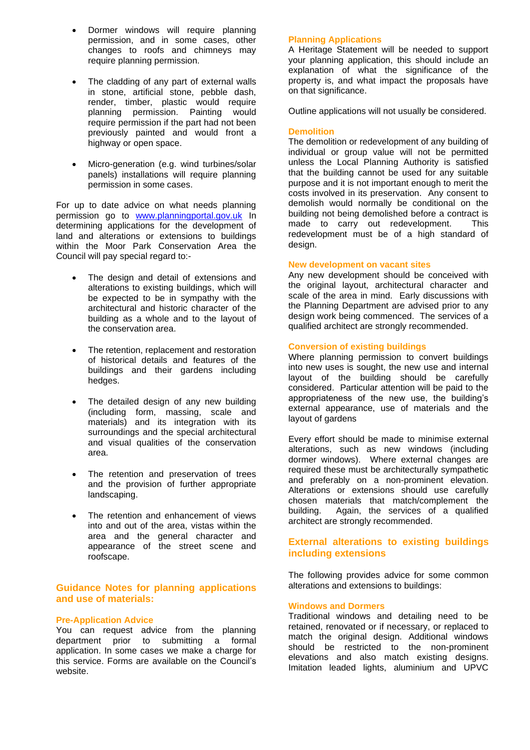- Dormer windows will require planning permission, and in some cases, other changes to roofs and chimneys may require planning permission.

- The cladding of any part of external walls in stone, artificial stone, pebble dash, render, timber, plastic would require planning permission. Painting would require permission if the part had not been previously painted and would front a highway or open space.

- Micro-generation (e.g. wind turbines/solar panels) installations will require planning permission in some cases.

For up to date advice on what needs planning permission go to www.planningportal.gov.uk In determining applications for the development of land and alterations or extensions to buildings within the Moor Park Conservation Area the Council will pay special regard to:-

- The design and detail of extensions and alterations to existing buildings, which will be expected to be in sympathy with the architectural and historic character of the building as a whole and to the layout of the conservation area.

- The retention, replacement and restoration of historical details and features of the buildings and their gardens including hedges.

- The detailed design of any new building (including form, massing, scale and materials) and its integration with its surroundings and the special architectural and visual qualities of the conservation area.

- The retention and preservation of trees and the provision of further appropriate landscaping.

- The retention and enhancement of views into and out of the area, vistas within the area and the general character and appearance of the street scene and roofscape.

## Guidance Notes for planning applications and use of materials:

### Pre-Application Advice

You can request advice from the planning department prior to submitting a formal application. In some cases we make a charge for this service. Forms are available on the Council's website.

### Planning Applications

A Heritage Statement will be needed to support your planning application, this should include an explanation of what the significance of the property is, and what impact the proposals have on that significance.

Outline applications will not usually be considered.

### Demolition

The demolition or redevelopment of any building of individual or group value will not be permitted unless the Local Planning Authority is satisfied that the building cannot be used for any suitable purpose and it is not important enough to merit the costs involved in its preservation. Any consent to demolish would normally be conditional on the building not being demolished before a contract is made to carry out redevelopment. This redevelopment must be of a high standard of design.

### New development on vacant sites

Any new development should be conceived with the original layout, architectural character and scale of the area in mind. Early discussions with the Planning Department are advised prior to any design work being commenced. The services of a qualified architect are strongly recommended.

### Conversion of existing buildings

Where planning permission to convert buildings into new uses is sought, the new use and internal layout of the building should be carefully considered. Particular attention will be paid to the appropriateness of the new use, the building's external appearance, use of materials and the layout of gardens

Every effort should be made to minimise external alterations, such as new windows (including dormer windows). Where external changes are required these must be architecturally sympathetic and preferably on a non-prominent elevation. Alterations or extensions should use carefully chosen materials that match/complement the building. Again, the services of a qualified architect are strongly recommended.

## External alterations to existing buildings including extensions

The following provides advice for some common alterations and extensions to buildings:

### Windows and Dormers

Traditional windows and detailing need to be retained, renovated or if necessary, or replaced to match the original design. Additional windows should be restricted to the non-prominent elevations and also match existing designs. Imitation leaded lights, aluminium and UPVC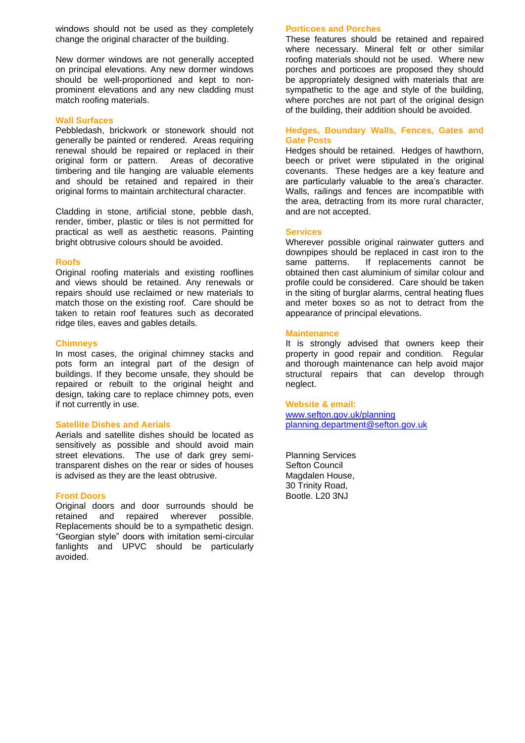windows should not be used as they completely change the original character of the building.

New dormer windows are not generally accepted on principal elevations. Any new dormer windows should be well-proportioned and kept to non-prominent elevations and any new cladding must match roofing materials.

### Wall Surfaces

Pebbledash, brickwork or stonework should not generally be painted or rendered. Areas requiring renewal should be repaired or replaced in their original form or pattern. Areas of decorative timbering and tile hanging are valuable elements and should be retained and repaired in their original forms to maintain architectural character.

Cladding in stone, artificial stone, pebble dash, render, timber, plastic or tiles is not permitted for practical as well as aesthetic reasons. Painting bright obtrusive colours should be avoided.

### Roofs

Original roofing materials and existing rooflines and views should be retained. Any renewals or repairs should use reclaimed or new materials to match those on the existing roof. Care should be taken to retain roof features such as decorated ridge tiles, eaves and gables details.

### Chimneys

In most cases, the original chimney stacks and pots form an integral part of the design of buildings. If they become unsafe, they should be repaired or rebuilt to the original height and design, taking care to replace chimney pots, even if not currently in use.

### Satellite Dishes and Aerials

Aerials and satellite dishes should be located as sensitively as possible and should avoid main street elevations. The use of dark grey semi-transparent dishes on the rear or sides of houses is advised as they are the least obtrusive.

### Front Doors

Original doors and door surrounds should be retained and repaired wherever possible. Replacements should be to a sympathetic design. "Georgian style" doors with imitation semi-circular fanlights and UPVC should be particularly avoided.

### Porticoes and Porches

These features should be retained and repaired where necessary. Mineral felt or other similar roofing materials should not be used. Where new porches and porticoes are proposed they should be appropriately designed with materials that are sympathetic to the age and style of the building, where porches are not part of the original design of the building, their addition should be avoided.

### Hedges, Boundary Walls, Fences, Gates and Gate Posts

Hedges should be retained. Hedges of hawthorn, beech or privet were stipulated in the original covenants. These hedges are a key feature and are particularly valuable to the area's character. Walls, railings and fences are incompatible with the area, detracting from its more rural character, and are not accepted.

### Services

Wherever possible original rainwater gutters and downpipes should be replaced in cast iron to the same patterns. If replacements cannot be obtained then cast aluminium of similar colour and profile could be considered. Care should be taken in the siting of burglar alarms, central heating flues and meter boxes so as not to detract from the appearance of principal elevations.

### Maintenance

It is strongly advised that owners keep their property in good repair and condition. Regular and thorough maintenance can help avoid major structural repairs that can develop through neglect.

### Website & email:

www.sefton.gov.uk/planning
planning.department@sefton.gov.uk

Planning Services
Sefton Council
Magdalen House,
30 Trinity Road,
Bootle. L20 3NJ